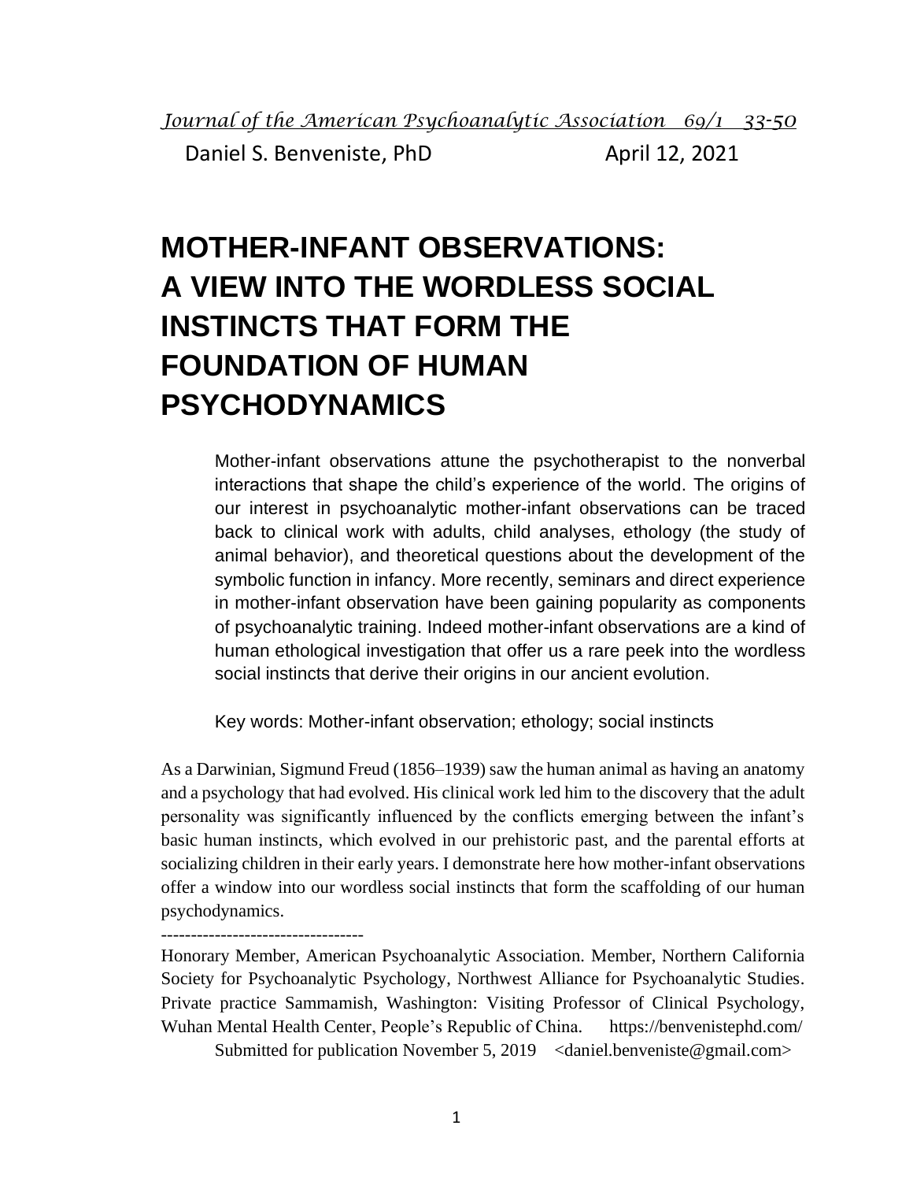*Journal of the American Psychoanalytic Association 69/1 33-50*

Daniel S. Benveniste, PhD April 12, 2021

# MOTHER-INFANT OBSERVATIONS: A VIEW INTO THE WORDLESS SOCIAL INSTINCTS THAT FORM THE FOUNDATION OF HUMAN PSYCHODYNAMICS

Mother-infant observations attune the psychotherapist to the nonverbal interactions that shape the child's experience of the world. The origins of our interest in psychoanalytic mother-infant observations can be traced back to clinical work with adults, child analyses, ethology (the study of animal behavior), and theoretical questions about the development of the symbolic function in infancy. More recently, seminars and direct experience in mother-infant observation have been gaining popularity as components of psychoanalytic training. Indeed mother-infant observations are a kind of human ethological investigation that offer us a rare peek into the wordless social instincts that derive their origins in our ancient evolution.

Key words: Mother-infant observation; ethology; social instincts

As a Darwinian, Sigmund Freud (1856–1939) saw the human animal as having an anatomy and a psychology that had evolved. His clinical work led him to the discovery that the adult personality was significantly influenced by the conflicts emerging between the infant's basic human instincts, which evolved in our prehistoric past, and the parental efforts at socializing children in their early years. I demonstrate here how mother-infant observations offer a window into our wordless social instincts that form the scaffolding of our human psychodynamics.

----------------------------------

Honorary Member, American Psychoanalytic Association. Member, Northern California Society for Psychoanalytic Psychology, Northwest Alliance for Psychoanalytic Studies. Private practice Sammamish, Washington: Visiting Professor of Clinical Psychology, Wuhan Mental Health Center, People's Republic of China. https://benvenistephd.com/

Submitted for publication November 5, 2019 <daniel.benveniste@gmail.com>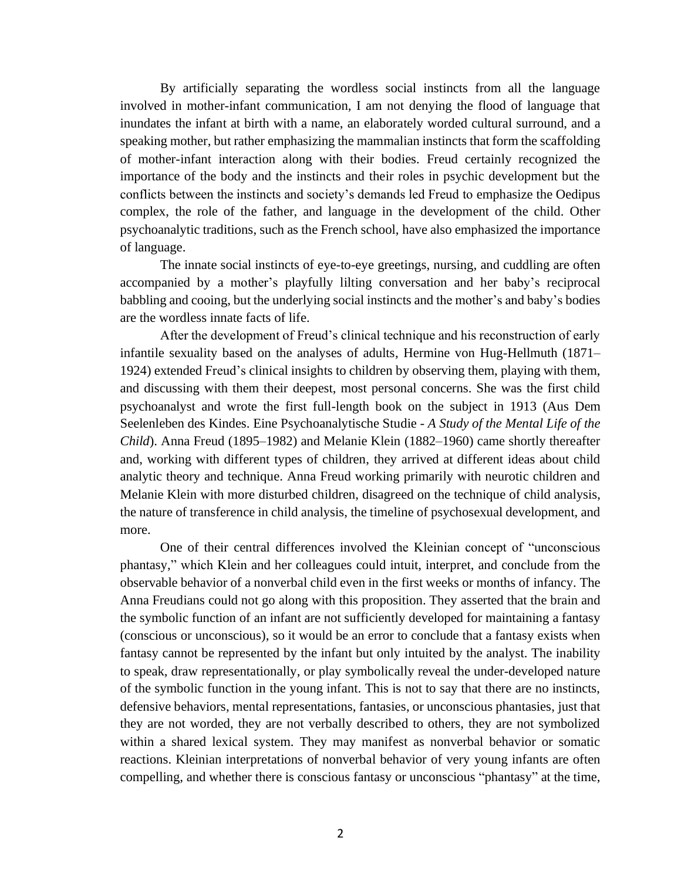By artificially separating the wordless social instincts from all the language involved in mother-infant communication, I am not denying the flood of language that inundates the infant at birth with a name, an elaborately worded cultural surround, and a speaking mother, but rather emphasizing the mammalian instincts that form the scaffolding of mother-infant interaction along with their bodies. Freud certainly recognized the importance of the body and the instincts and their roles in psychic development but the conflicts between the instincts and society's demands led Freud to emphasize the Oedipus complex, the role of the father, and language in the development of the child. Other psychoanalytic traditions, such as the French school, have also emphasized the importance of language.

The innate social instincts of eye-to-eye greetings, nursing, and cuddling are often accompanied by a mother's playfully lilting conversation and her baby's reciprocal babbling and cooing, but the underlying social instincts and the mother's and baby's bodies are the wordless innate facts of life.

After the development of Freud's clinical technique and his reconstruction of early infantile sexuality based on the analyses of adults, Hermine von Hug-Hellmuth (1871–1924) extended Freud's clinical insights to children by observing them, playing with them, and discussing with them their deepest, most personal concerns. She was the first child psychoanalyst and wrote the first full-length book on the subject in 1913 (Aus Dem Seelenleben des Kindes. Eine Psychoanalytische Studie - *A Study of the Mental Life of the Child*). Anna Freud (1895–1982) and Melanie Klein (1882–1960) came shortly thereafter and, working with different types of children, they arrived at different ideas about child analytic theory and technique. Anna Freud working primarily with neurotic children and Melanie Klein with more disturbed children, disagreed on the technique of child analysis, the nature of transference in child analysis, the timeline of psychosexual development, and more.

One of their central differences involved the Kleinian concept of "unconscious phantasy," which Klein and her colleagues could intuit, interpret, and conclude from the observable behavior of a nonverbal child even in the first weeks or months of infancy. The Anna Freudians could not go along with this proposition. They asserted that the brain and the symbolic function of an infant are not sufficiently developed for maintaining a fantasy (conscious or unconscious), so it would be an error to conclude that a fantasy exists when fantasy cannot be represented by the infant but only intuited by the analyst. The inability to speak, draw representationally, or play symbolically reveal the under-developed nature of the symbolic function in the young infant. This is not to say that there are no instincts, defensive behaviors, mental representations, fantasies, or unconscious phantasies, just that they are not worded, they are not verbally described to others, they are not symbolized within a shared lexical system. They may manifest as nonverbal behavior or somatic reactions. Kleinian interpretations of nonverbal behavior of very young infants are often compelling, and whether there is conscious fantasy or unconscious "phantasy" at the time,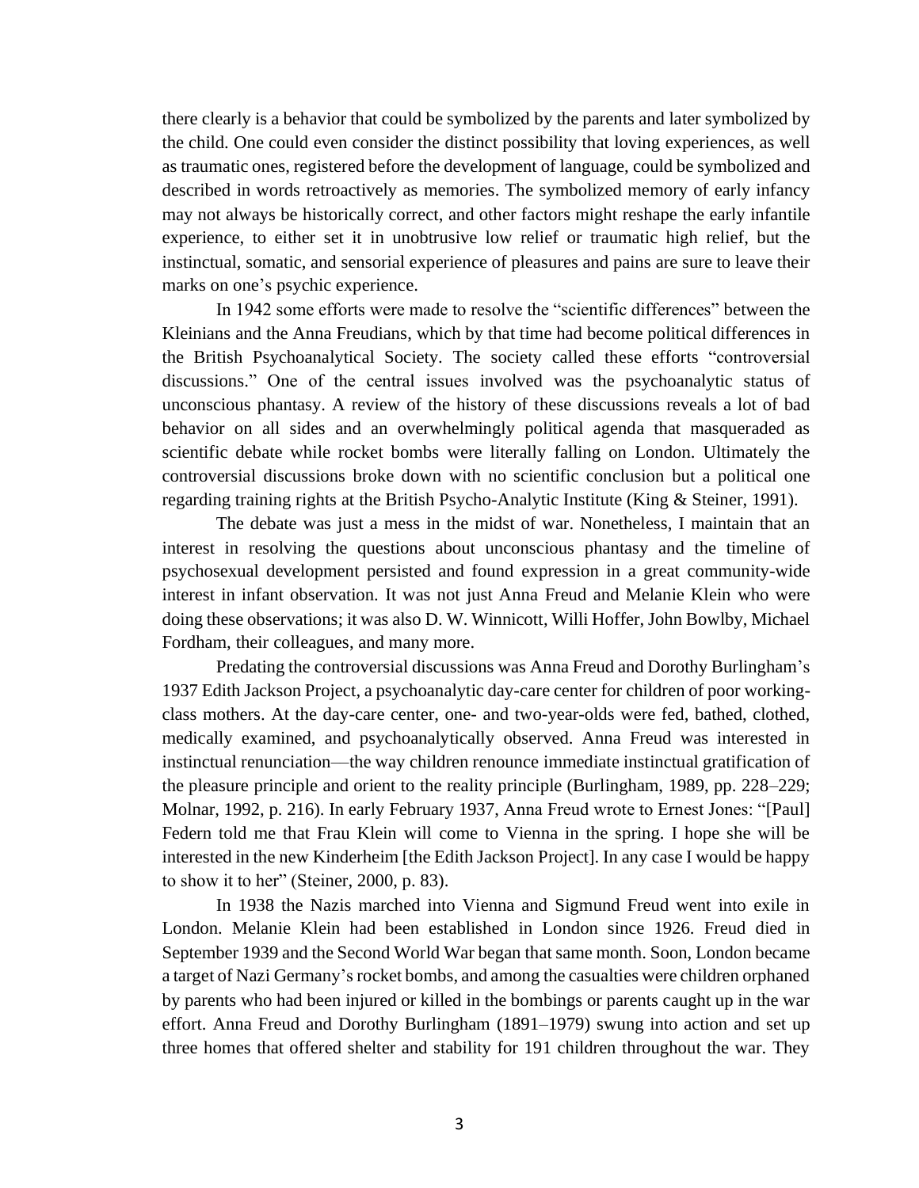there clearly is a behavior that could be symbolized by the parents and later symbolized by the child. One could even consider the distinct possibility that loving experiences, as well as traumatic ones, registered before the development of language, could be symbolized and described in words retroactively as memories. The symbolized memory of early infancy may not always be historically correct, and other factors might reshape the early infantile experience, to either set it in unobtrusive low relief or traumatic high relief, but the instinctual, somatic, and sensorial experience of pleasures and pains are sure to leave their marks on one's psychic experience.

In 1942 some efforts were made to resolve the "scientific differences" between the Kleinians and the Anna Freudians, which by that time had become political differences in the British Psychoanalytical Society. The society called these efforts "controversial discussions." One of the central issues involved was the psychoanalytic status of unconscious phantasy. A review of the history of these discussions reveals a lot of bad behavior on all sides and an overwhelmingly political agenda that masqueraded as scientific debate while rocket bombs were literally falling on London. Ultimately the controversial discussions broke down with no scientific conclusion but a political one regarding training rights at the British Psycho-Analytic Institute (King & Steiner, 1991).

The debate was just a mess in the midst of war. Nonetheless, I maintain that an interest in resolving the questions about unconscious phantasy and the timeline of psychosexual development persisted and found expression in a great community-wide interest in infant observation. It was not just Anna Freud and Melanie Klein who were doing these observations; it was also D. W. Winnicott, Willi Hoffer, John Bowlby, Michael Fordham, their colleagues, and many more.

Predating the controversial discussions was Anna Freud and Dorothy Burlingham's 1937 Edith Jackson Project, a psychoanalytic day-care center for children of poor working-class mothers. At the day-care center, one- and two-year-olds were fed, bathed, clothed, medically examined, and psychoanalytically observed. Anna Freud was interested in instinctual renunciation—the way children renounce immediate instinctual gratification of the pleasure principle and orient to the reality principle (Burlingham, 1989, pp. 228–229; Molnar, 1992, p. 216). In early February 1937, Anna Freud wrote to Ernest Jones: "[Paul] Federn told me that Frau Klein will come to Vienna in the spring. I hope she will be interested in the new Kinderheim [the Edith Jackson Project]. In any case I would be happy to show it to her" (Steiner, 2000, p. 83).

In 1938 the Nazis marched into Vienna and Sigmund Freud went into exile in London. Melanie Klein had been established in London since 1926. Freud died in September 1939 and the Second World War began that same month. Soon, London became a target of Nazi Germany's rocket bombs, and among the casualties were children orphaned by parents who had been injured or killed in the bombings or parents caught up in the war effort. Anna Freud and Dorothy Burlingham (1891–1979) swung into action and set up three homes that offered shelter and stability for 191 children throughout the war. They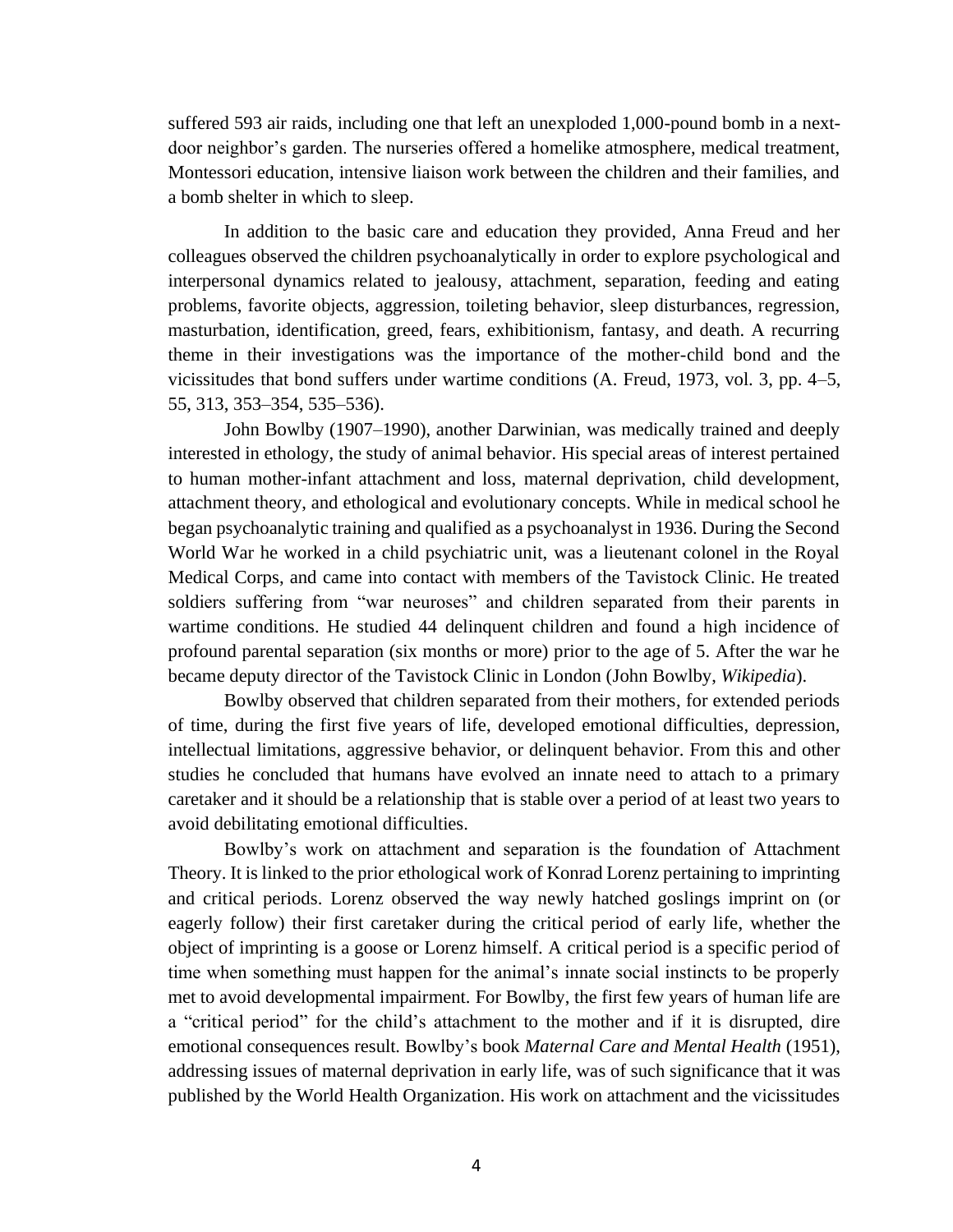suffered 593 air raids, including one that left an unexploded 1,000-pound bomb in a next-door neighbor's garden. The nurseries offered a homelike atmosphere, medical treatment, Montessori education, intensive liaison work between the children and their families, and a bomb shelter in which to sleep.

In addition to the basic care and education they provided, Anna Freud and her colleagues observed the children psychoanalytically in order to explore psychological and interpersonal dynamics related to jealousy, attachment, separation, feeding and eating problems, favorite objects, aggression, toileting behavior, sleep disturbances, regression, masturbation, identification, greed, fears, exhibitionism, fantasy, and death. A recurring theme in their investigations was the importance of the mother-child bond and the vicissitudes that bond suffers under wartime conditions (A. Freud, 1973, vol. 3, pp. 4–5, 55, 313, 353–354, 535–536).

John Bowlby (1907–1990), another Darwinian, was medically trained and deeply interested in ethology, the study of animal behavior. His special areas of interest pertained to human mother-infant attachment and loss, maternal deprivation, child development, attachment theory, and ethological and evolutionary concepts. While in medical school he began psychoanalytic training and qualified as a psychoanalyst in 1936. During the Second World War he worked in a child psychiatric unit, was a lieutenant colonel in the Royal Medical Corps, and came into contact with members of the Tavistock Clinic. He treated soldiers suffering from "war neuroses" and children separated from their parents in wartime conditions. He studied 44 delinquent children and found a high incidence of profound parental separation (six months or more) prior to the age of 5. After the war he became deputy director of the Tavistock Clinic in London (John Bowlby, *Wikipedia*).

Bowlby observed that children separated from their mothers, for extended periods of time, during the first five years of life, developed emotional difficulties, depression, intellectual limitations, aggressive behavior, or delinquent behavior. From this and other studies he concluded that humans have evolved an innate need to attach to a primary caretaker and it should be a relationship that is stable over a period of at least two years to avoid debilitating emotional difficulties.

Bowlby's work on attachment and separation is the foundation of Attachment Theory. It is linked to the prior ethological work of Konrad Lorenz pertaining to imprinting and critical periods. Lorenz observed the way newly hatched goslings imprint on (or eagerly follow) their first caretaker during the critical period of early life, whether the object of imprinting is a goose or Lorenz himself. A critical period is a specific period of time when something must happen for the animal's innate social instincts to be properly met to avoid developmental impairment. For Bowlby, the first few years of human life are a "critical period" for the child's attachment to the mother and if it is disrupted, dire emotional consequences result. Bowlby's book *Maternal Care and Mental Health* (1951), addressing issues of maternal deprivation in early life, was of such significance that it was published by the World Health Organization. His work on attachment and the vicissitudes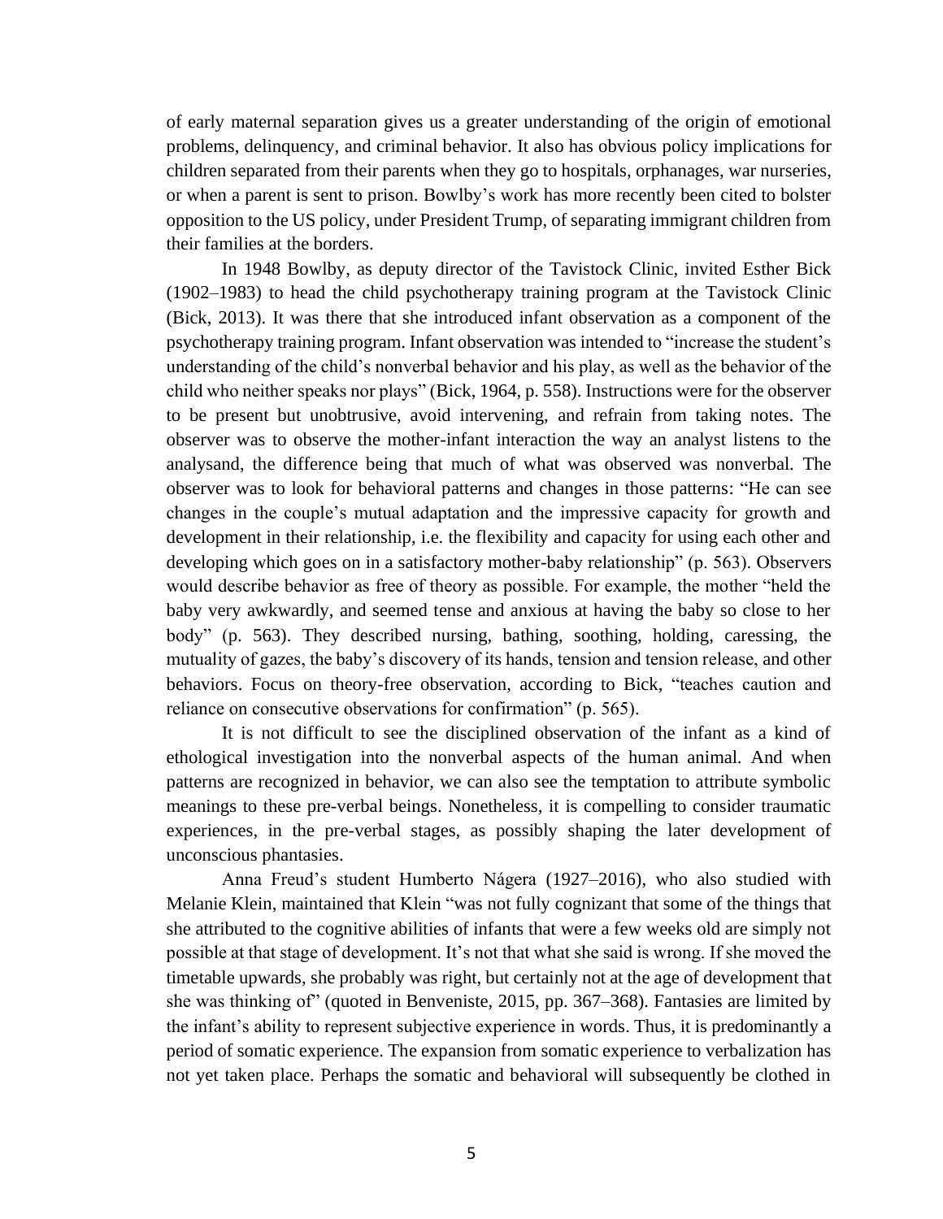of early maternal separation gives us a greater understanding of the origin of emotional problems, delinquency, and criminal behavior. It also has obvious policy implications for children separated from their parents when they go to hospitals, orphanages, war nurseries, or when a parent is sent to prison. Bowlby's work has more recently been cited to bolster opposition to the US policy, under President Trump, of separating immigrant children from their families at the borders.

In 1948 Bowlby, as deputy director of the Tavistock Clinic, invited Esther Bick (1902–1983) to head the child psychotherapy training program at the Tavistock Clinic (Bick, 2013). It was there that she introduced infant observation as a component of the psychotherapy training program. Infant observation was intended to "increase the student's understanding of the child's nonverbal behavior and his play, as well as the behavior of the child who neither speaks nor plays" (Bick, 1964, p. 558). Instructions were for the observer to be present but unobtrusive, avoid intervening, and refrain from taking notes. The observer was to observe the mother-infant interaction the way an analyst listens to the analysand, the difference being that much of what was observed was nonverbal. The observer was to look for behavioral patterns and changes in those patterns: "He can see changes in the couple's mutual adaptation and the impressive capacity for growth and development in their relationship, i.e. the flexibility and capacity for using each other and developing which goes on in a satisfactory mother-baby relationship" (p. 563). Observers would describe behavior as free of theory as possible. For example, the mother "held the baby very awkwardly, and seemed tense and anxious at having the baby so close to her body" (p. 563). They described nursing, bathing, soothing, holding, caressing, the mutuality of gazes, the baby's discovery of its hands, tension and tension release, and other behaviors. Focus on theory-free observation, according to Bick, "teaches caution and reliance on consecutive observations for confirmation" (p. 565).

It is not difficult to see the disciplined observation of the infant as a kind of ethological investigation into the nonverbal aspects of the human animal. And when patterns are recognized in behavior, we can also see the temptation to attribute symbolic meanings to these pre-verbal beings. Nonetheless, it is compelling to consider traumatic experiences, in the pre-verbal stages, as possibly shaping the later development of unconscious phantasies.

Anna Freud's student Humberto Nágera (1927–2016), who also studied with Melanie Klein, maintained that Klein "was not fully cognizant that some of the things that she attributed to the cognitive abilities of infants that were a few weeks old are simply not possible at that stage of development. It's not that what she said is wrong. If she moved the timetable upwards, she probably was right, but certainly not at the age of development that she was thinking of" (quoted in Benveniste, 2015, pp. 367–368). Fantasies are limited by the infant's ability to represent subjective experience in words. Thus, it is predominantly a period of somatic experience. The expansion from somatic experience to verbalization has not yet taken place. Perhaps the somatic and behavioral will subsequently be clothed in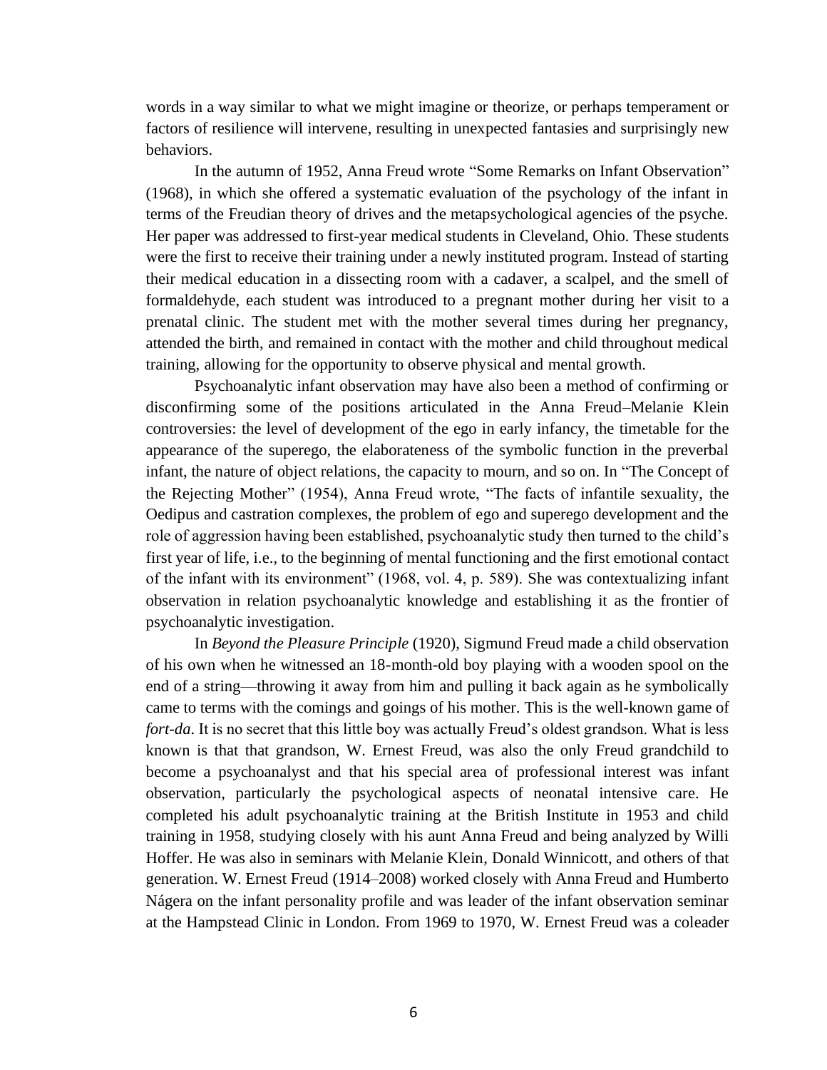words in a way similar to what we might imagine or theorize, or perhaps temperament or factors of resilience will intervene, resulting in unexpected fantasies and surprisingly new behaviors.

In the autumn of 1952, Anna Freud wrote "Some Remarks on Infant Observation" (1968), in which she offered a systematic evaluation of the psychology of the infant in terms of the Freudian theory of drives and the metapsychological agencies of the psyche. Her paper was addressed to first-year medical students in Cleveland, Ohio. These students were the first to receive their training under a newly instituted program. Instead of starting their medical education in a dissecting room with a cadaver, a scalpel, and the smell of formaldehyde, each student was introduced to a pregnant mother during her visit to a prenatal clinic. The student met with the mother several times during her pregnancy, attended the birth, and remained in contact with the mother and child throughout medical training, allowing for the opportunity to observe physical and mental growth.

Psychoanalytic infant observation may have also been a method of confirming or disconfirming some of the positions articulated in the Anna Freud–Melanie Klein controversies: the level of development of the ego in early infancy, the timetable for the appearance of the superego, the elaborateness of the symbolic function in the preverbal infant, the nature of object relations, the capacity to mourn, and so on. In "The Concept of the Rejecting Mother" (1954), Anna Freud wrote, "The facts of infantile sexuality, the Oedipus and castration complexes, the problem of ego and superego development and the role of aggression having been established, psychoanalytic study then turned to the child's first year of life, i.e., to the beginning of mental functioning and the first emotional contact of the infant with its environment" (1968, vol. 4, p. 589). She was contextualizing infant observation in relation psychoanalytic knowledge and establishing it as the frontier of psychoanalytic investigation.

In *Beyond the Pleasure Principle* (1920), Sigmund Freud made a child observation of his own when he witnessed an 18-month-old boy playing with a wooden spool on the end of a string—throwing it away from him and pulling it back again as he symbolically came to terms with the comings and goings of his mother. This is the well-known game of *fort-da*. It is no secret that this little boy was actually Freud's oldest grandson. What is less known is that that grandson, W. Ernest Freud, was also the only Freud grandchild to become a psychoanalyst and that his special area of professional interest was infant observation, particularly the psychological aspects of neonatal intensive care. He completed his adult psychoanalytic training at the British Institute in 1953 and child training in 1958, studying closely with his aunt Anna Freud and being analyzed by Willi Hoffer. He was also in seminars with Melanie Klein, Donald Winnicott, and others of that generation. W. Ernest Freud (1914–2008) worked closely with Anna Freud and Humberto Nágera on the infant personality profile and was leader of the infant observation seminar at the Hampstead Clinic in London. From 1969 to 1970, W. Ernest Freud was a coleader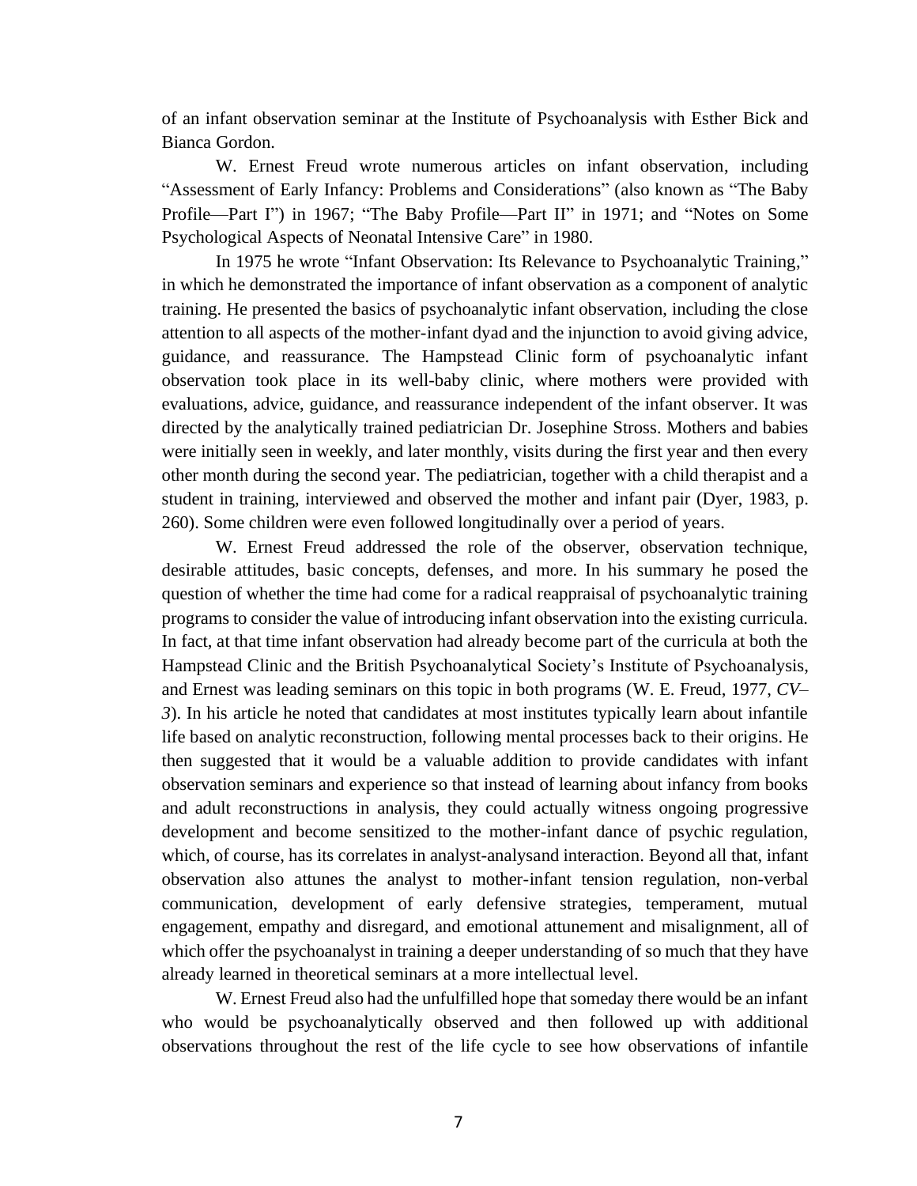of an infant observation seminar at the Institute of Psychoanalysis with Esther Bick and Bianca Gordon.

W. Ernest Freud wrote numerous articles on infant observation, including "Assessment of Early Infancy: Problems and Considerations" (also known as "The Baby Profile—Part I") in 1967; "The Baby Profile—Part II" in 1971; and "Notes on Some Psychological Aspects of Neonatal Intensive Care" in 1980.

In 1975 he wrote "Infant Observation: Its Relevance to Psychoanalytic Training," in which he demonstrated the importance of infant observation as a component of analytic training. He presented the basics of psychoanalytic infant observation, including the close attention to all aspects of the mother-infant dyad and the injunction to avoid giving advice, guidance, and reassurance. The Hampstead Clinic form of psychoanalytic infant observation took place in its well-baby clinic, where mothers were provided with evaluations, advice, guidance, and reassurance independent of the infant observer. It was directed by the analytically trained pediatrician Dr. Josephine Stross. Mothers and babies were initially seen in weekly, and later monthly, visits during the first year and then every other month during the second year. The pediatrician, together with a child therapist and a student in training, interviewed and observed the mother and infant pair (Dyer, 1983, p. 260). Some children were even followed longitudinally over a period of years.

W. Ernest Freud addressed the role of the observer, observation technique, desirable attitudes, basic concepts, defenses, and more. In his summary he posed the question of whether the time had come for a radical reappraisal of psychoanalytic training programs to consider the value of introducing infant observation into the existing curricula. In fact, at that time infant observation had already become part of the curricula at both the Hampstead Clinic and the British Psychoanalytical Society's Institute of Psychoanalysis, and Ernest was leading seminars on this topic in both programs (W. E. Freud, 1977, *CV–3*). In his article he noted that candidates at most institutes typically learn about infantile life based on analytic reconstruction, following mental processes back to their origins. He then suggested that it would be a valuable addition to provide candidates with infant observation seminars and experience so that instead of learning about infancy from books and adult reconstructions in analysis, they could actually witness ongoing progressive development and become sensitized to the mother-infant dance of psychic regulation, which, of course, has its correlates in analyst-analysand interaction. Beyond all that, infant observation also attunes the analyst to mother-infant tension regulation, non-verbal communication, development of early defensive strategies, temperament, mutual engagement, empathy and disregard, and emotional attunement and misalignment, all of which offer the psychoanalyst in training a deeper understanding of so much that they have already learned in theoretical seminars at a more intellectual level.

W. Ernest Freud also had the unfulfilled hope that someday there would be an infant who would be psychoanalytically observed and then followed up with additional observations throughout the rest of the life cycle to see how observations of infantile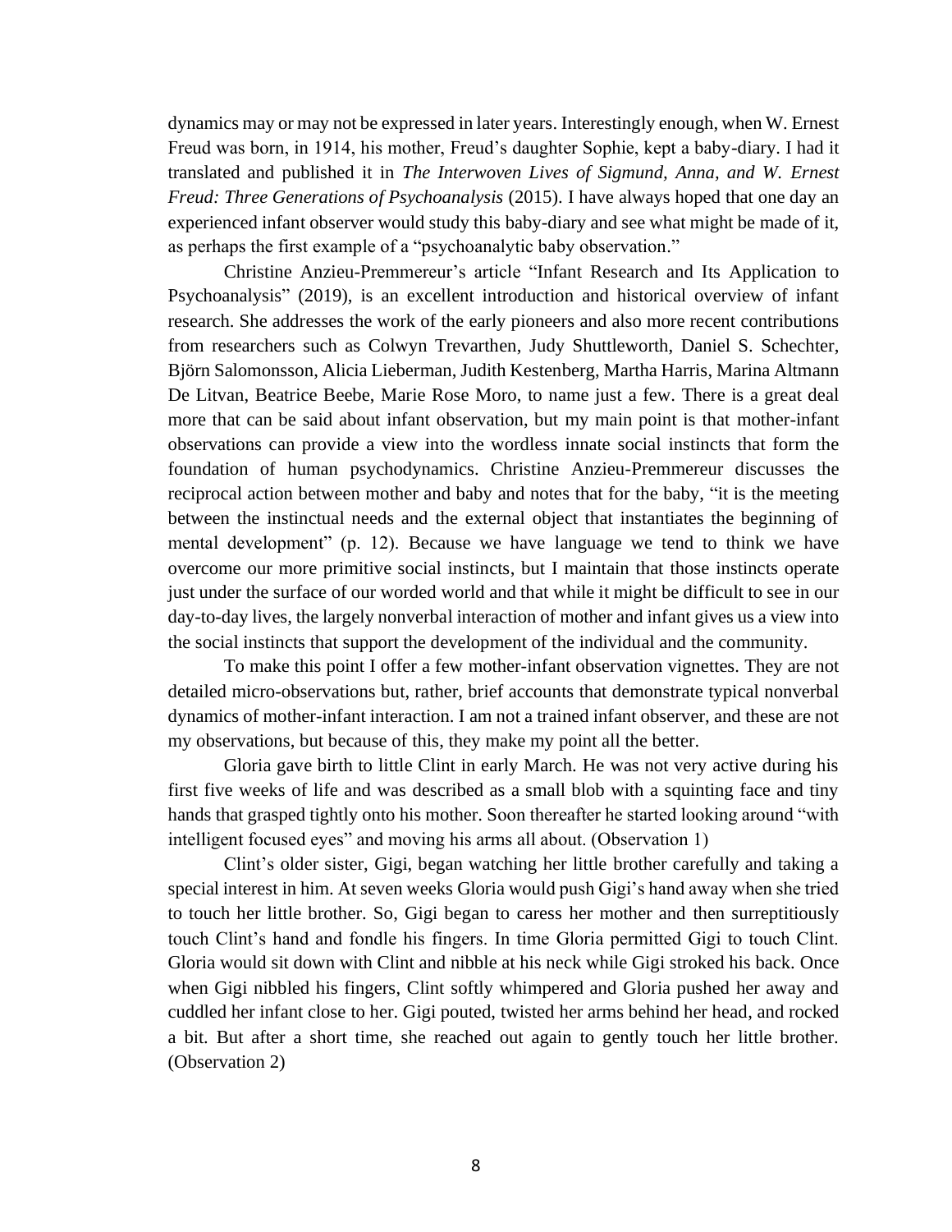dynamics may or may not be expressed in later years. Interestingly enough, when W. Ernest Freud was born, in 1914, his mother, Freud's daughter Sophie, kept a baby-diary. I had it translated and published it in *The Interwoven Lives of Sigmund, Anna, and W. Ernest Freud: Three Generations of Psychoanalysis* (2015). I have always hoped that one day an experienced infant observer would study this baby-diary and see what might be made of it, as perhaps the first example of a "psychoanalytic baby observation."

Christine Anzieu-Premmereur's article "Infant Research and Its Application to Psychoanalysis" (2019), is an excellent introduction and historical overview of infant research. She addresses the work of the early pioneers and also more recent contributions from researchers such as Colwyn Trevarthen, Judy Shuttleworth, Daniel S. Schechter, Björn Salomonsson, Alicia Lieberman, Judith Kestenberg, Martha Harris, Marina Altmann De Litvan, Beatrice Beebe, Marie Rose Moro, to name just a few. There is a great deal more that can be said about infant observation, but my main point is that mother-infant observations can provide a view into the wordless innate social instincts that form the foundation of human psychodynamics. Christine Anzieu-Premmereur discusses the reciprocal action between mother and baby and notes that for the baby, "it is the meeting between the instinctual needs and the external object that instantiates the beginning of mental development" (p. 12). Because we have language we tend to think we have overcome our more primitive social instincts, but I maintain that those instincts operate just under the surface of our worded world and that while it might be difficult to see in our day-to-day lives, the largely nonverbal interaction of mother and infant gives us a view into the social instincts that support the development of the individual and the community.

To make this point I offer a few mother-infant observation vignettes. They are not detailed micro-observations but, rather, brief accounts that demonstrate typical nonverbal dynamics of mother-infant interaction. I am not a trained infant observer, and these are not my observations, but because of this, they make my point all the better.

Gloria gave birth to little Clint in early March. He was not very active during his first five weeks of life and was described as a small blob with a squinting face and tiny hands that grasped tightly onto his mother. Soon thereafter he started looking around "with intelligent focused eyes" and moving his arms all about. (Observation 1)

Clint's older sister, Gigi, began watching her little brother carefully and taking a special interest in him. At seven weeks Gloria would push Gigi's hand away when she tried to touch her little brother. So, Gigi began to caress her mother and then surreptitiously touch Clint's hand and fondle his fingers. In time Gloria permitted Gigi to touch Clint. Gloria would sit down with Clint and nibble at his neck while Gigi stroked his back. Once when Gigi nibbled his fingers, Clint softly whimpered and Gloria pushed her away and cuddled her infant close to her. Gigi pouted, twisted her arms behind her head, and rocked a bit. But after a short time, she reached out again to gently touch her little brother. (Observation 2)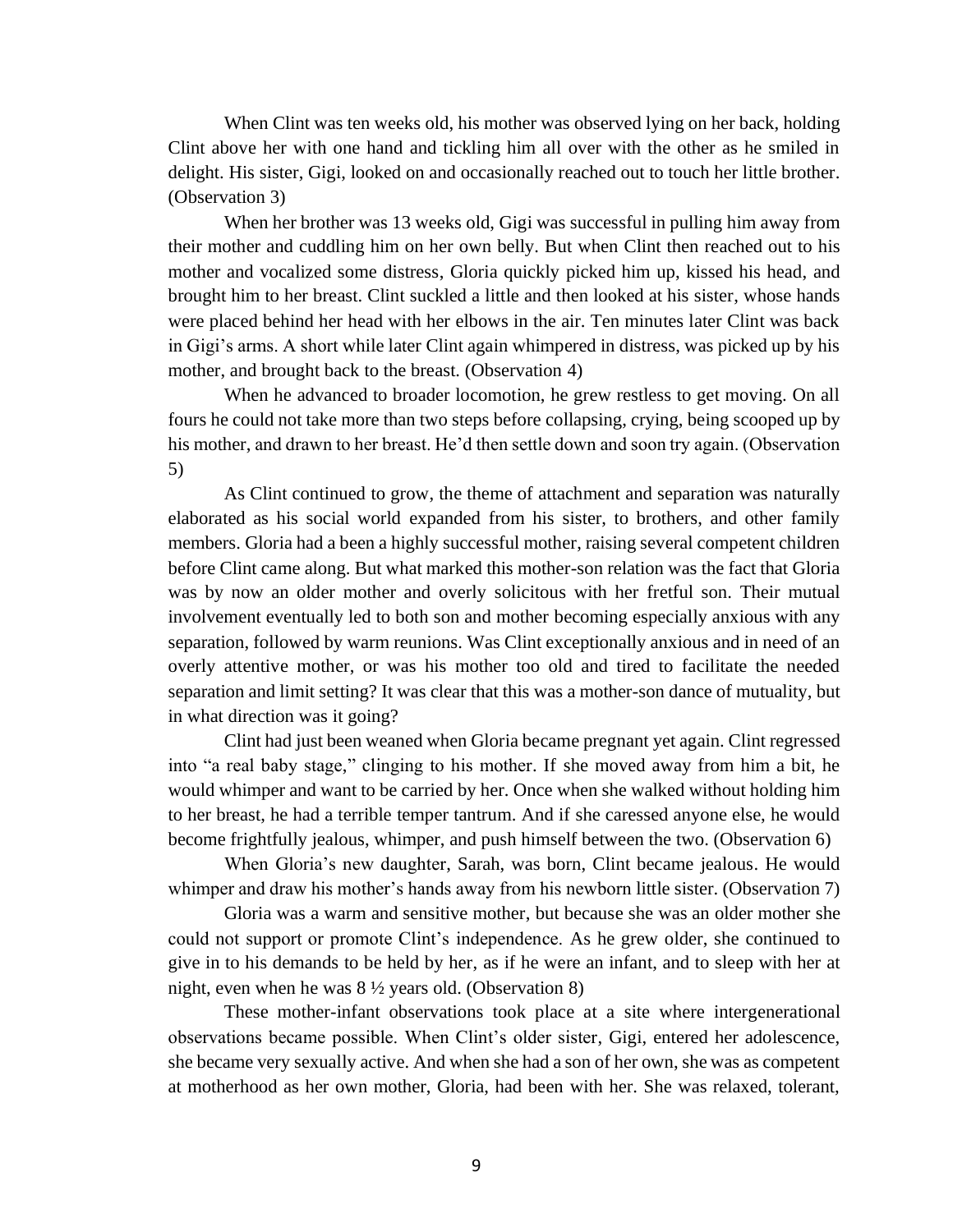When Clint was ten weeks old, his mother was observed lying on her back, holding Clint above her with one hand and tickling him all over with the other as he smiled in delight. His sister, Gigi, looked on and occasionally reached out to touch her little brother. (Observation 3)

When her brother was 13 weeks old, Gigi was successful in pulling him away from their mother and cuddling him on her own belly. But when Clint then reached out to his mother and vocalized some distress, Gloria quickly picked him up, kissed his head, and brought him to her breast. Clint suckled a little and then looked at his sister, whose hands were placed behind her head with her elbows in the air. Ten minutes later Clint was back in Gigi's arms. A short while later Clint again whimpered in distress, was picked up by his mother, and brought back to the breast. (Observation 4)

When he advanced to broader locomotion, he grew restless to get moving. On all fours he could not take more than two steps before collapsing, crying, being scooped up by his mother, and drawn to her breast. He'd then settle down and soon try again. (Observation 5)

As Clint continued to grow, the theme of attachment and separation was naturally elaborated as his social world expanded from his sister, to brothers, and other family members. Gloria had a been a highly successful mother, raising several competent children before Clint came along. But what marked this mother-son relation was the fact that Gloria was by now an older mother and overly solicitous with her fretful son. Their mutual involvement eventually led to both son and mother becoming especially anxious with any separation, followed by warm reunions. Was Clint exceptionally anxious and in need of an overly attentive mother, or was his mother too old and tired to facilitate the needed separation and limit setting? It was clear that this was a mother-son dance of mutuality, but in what direction was it going?

Clint had just been weaned when Gloria became pregnant yet again. Clint regressed into "a real baby stage," clinging to his mother. If she moved away from him a bit, he would whimper and want to be carried by her. Once when she walked without holding him to her breast, he had a terrible temper tantrum. And if she caressed anyone else, he would become frightfully jealous, whimper, and push himself between the two. (Observation 6)

When Gloria's new daughter, Sarah, was born, Clint became jealous. He would whimper and draw his mother's hands away from his newborn little sister. (Observation 7)

Gloria was a warm and sensitive mother, but because she was an older mother she could not support or promote Clint's independence. As he grew older, she continued to give in to his demands to be held by her, as if he were an infant, and to sleep with her at night, even when he was 8 ½ years old. (Observation 8)

These mother-infant observations took place at a site where intergenerational observations became possible. When Clint's older sister, Gigi, entered her adolescence, she became very sexually active. And when she had a son of her own, she was as competent at motherhood as her own mother, Gloria, had been with her. She was relaxed, tolerant,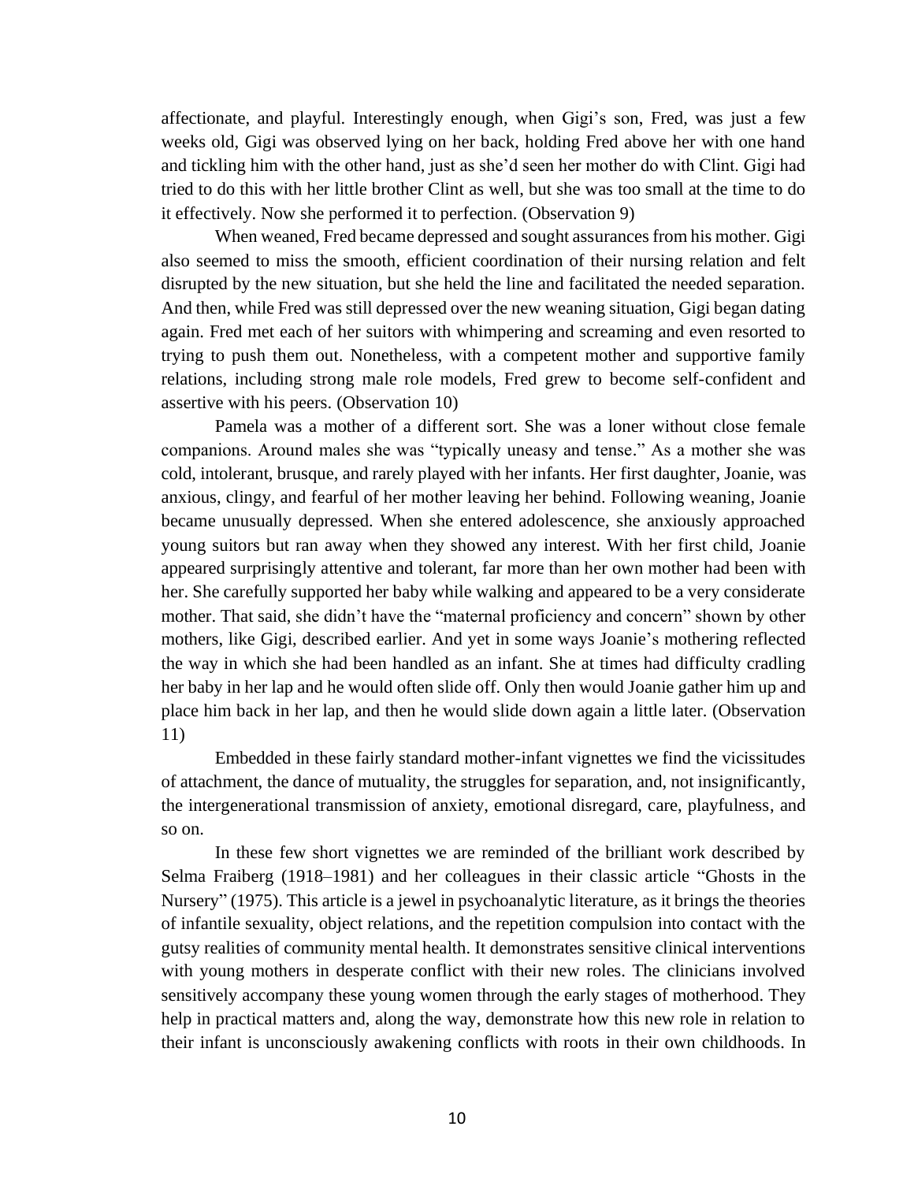affectionate, and playful. Interestingly enough, when Gigi's son, Fred, was just a few weeks old, Gigi was observed lying on her back, holding Fred above her with one hand and tickling him with the other hand, just as she'd seen her mother do with Clint. Gigi had tried to do this with her little brother Clint as well, but she was too small at the time to do it effectively. Now she performed it to perfection. (Observation 9)

When weaned, Fred became depressed and sought assurances from his mother. Gigi also seemed to miss the smooth, efficient coordination of their nursing relation and felt disrupted by the new situation, but she held the line and facilitated the needed separation. And then, while Fred was still depressed over the new weaning situation, Gigi began dating again. Fred met each of her suitors with whimpering and screaming and even resorted to trying to push them out. Nonetheless, with a competent mother and supportive family relations, including strong male role models, Fred grew to become self-confident and assertive with his peers. (Observation 10)

Pamela was a mother of a different sort. She was a loner without close female companions. Around males she was "typically uneasy and tense." As a mother she was cold, intolerant, brusque, and rarely played with her infants. Her first daughter, Joanie, was anxious, clingy, and fearful of her mother leaving her behind. Following weaning, Joanie became unusually depressed. When she entered adolescence, she anxiously approached young suitors but ran away when they showed any interest. With her first child, Joanie appeared surprisingly attentive and tolerant, far more than her own mother had been with her. She carefully supported her baby while walking and appeared to be a very considerate mother. That said, she didn't have the "maternal proficiency and concern" shown by other mothers, like Gigi, described earlier. And yet in some ways Joanie's mothering reflected the way in which she had been handled as an infant. She at times had difficulty cradling her baby in her lap and he would often slide off. Only then would Joanie gather him up and place him back in her lap, and then he would slide down again a little later. (Observation 11)

Embedded in these fairly standard mother-infant vignettes we find the vicissitudes of attachment, the dance of mutuality, the struggles for separation, and, not insignificantly, the intergenerational transmission of anxiety, emotional disregard, care, playfulness, and so on.

In these few short vignettes we are reminded of the brilliant work described by Selma Fraiberg (1918–1981) and her colleagues in their classic article "Ghosts in the Nursery" (1975). This article is a jewel in psychoanalytic literature, as it brings the theories of infantile sexuality, object relations, and the repetition compulsion into contact with the gutsy realities of community mental health. It demonstrates sensitive clinical interventions with young mothers in desperate conflict with their new roles. The clinicians involved sensitively accompany these young women through the early stages of motherhood. They help in practical matters and, along the way, demonstrate how this new role in relation to their infant is unconsciously awakening conflicts with roots in their own childhoods. In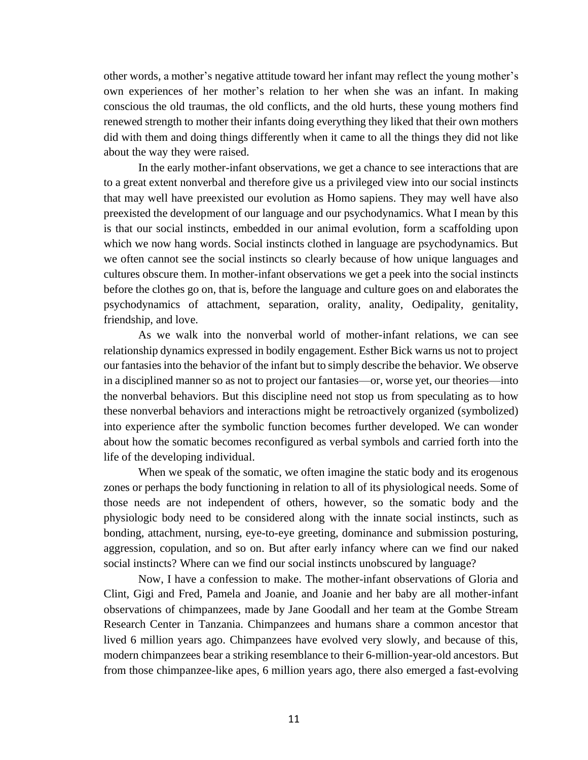other words, a mother's negative attitude toward her infant may reflect the young mother's own experiences of her mother's relation to her when she was an infant. In making conscious the old traumas, the old conflicts, and the old hurts, these young mothers find renewed strength to mother their infants doing everything they liked that their own mothers did with them and doing things differently when it came to all the things they did not like about the way they were raised.

In the early mother-infant observations, we get a chance to see interactions that are to a great extent nonverbal and therefore give us a privileged view into our social instincts that may well have preexisted our evolution as Homo sapiens. They may well have also preexisted the development of our language and our psychodynamics. What I mean by this is that our social instincts, embedded in our animal evolution, form a scaffolding upon which we now hang words. Social instincts clothed in language are psychodynamics. But we often cannot see the social instincts so clearly because of how unique languages and cultures obscure them. In mother-infant observations we get a peek into the social instincts before the clothes go on, that is, before the language and culture goes on and elaborates the psychodynamics of attachment, separation, orality, anality, Oedipality, genitality, friendship, and love.

As we walk into the nonverbal world of mother-infant relations, we can see relationship dynamics expressed in bodily engagement. Esther Bick warns us not to project our fantasies into the behavior of the infant but to simply describe the behavior. We observe in a disciplined manner so as not to project our fantasies—or, worse yet, our theories—into the nonverbal behaviors. But this discipline need not stop us from speculating as to how these nonverbal behaviors and interactions might be retroactively organized (symbolized) into experience after the symbolic function becomes further developed. We can wonder about how the somatic becomes reconfigured as verbal symbols and carried forth into the life of the developing individual.

When we speak of the somatic, we often imagine the static body and its erogenous zones or perhaps the body functioning in relation to all of its physiological needs. Some of those needs are not independent of others, however, so the somatic body and the physiologic body need to be considered along with the innate social instincts, such as bonding, attachment, nursing, eye-to-eye greeting, dominance and submission posturing, aggression, copulation, and so on. But after early infancy where can we find our naked social instincts? Where can we find our social instincts unobscured by language?

Now, I have a confession to make. The mother-infant observations of Gloria and Clint, Gigi and Fred, Pamela and Joanie, and Joanie and her baby are all mother-infant observations of chimpanzees, made by Jane Goodall and her team at the Gombe Stream Research Center in Tanzania. Chimpanzees and humans share a common ancestor that lived 6 million years ago. Chimpanzees have evolved very slowly, and because of this, modern chimpanzees bear a striking resemblance to their 6-million-year-old ancestors. But from those chimpanzee-like apes, 6 million years ago, there also emerged a fast-evolving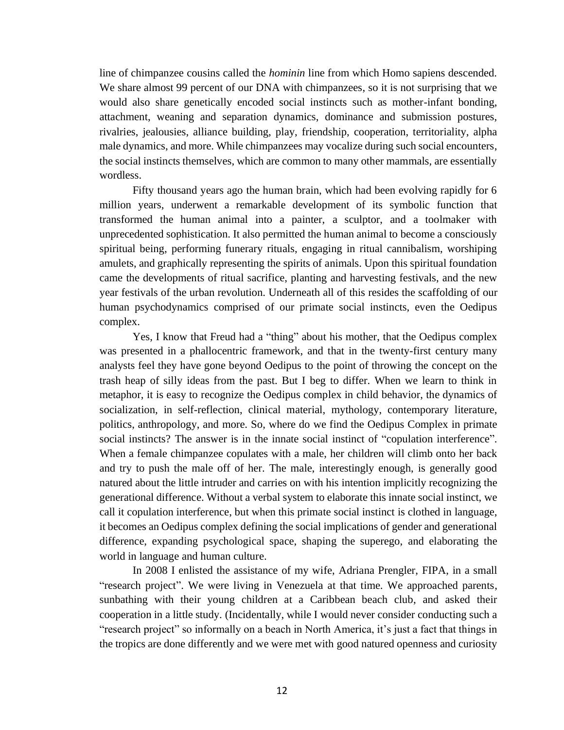line of chimpanzee cousins called the *hominin* line from which Homo sapiens descended. We share almost 99 percent of our DNA with chimpanzees, so it is not surprising that we would also share genetically encoded social instincts such as mother-infant bonding, attachment, weaning and separation dynamics, dominance and submission postures, rivalries, jealousies, alliance building, play, friendship, cooperation, territoriality, alpha male dynamics, and more. While chimpanzees may vocalize during such social encounters, the social instincts themselves, which are common to many other mammals, are essentially wordless.

Fifty thousand years ago the human brain, which had been evolving rapidly for 6 million years, underwent a remarkable development of its symbolic function that transformed the human animal into a painter, a sculptor, and a toolmaker with unprecedented sophistication. It also permitted the human animal to become a consciously spiritual being, performing funerary rituals, engaging in ritual cannibalism, worshiping amulets, and graphically representing the spirits of animals. Upon this spiritual foundation came the developments of ritual sacrifice, planting and harvesting festivals, and the new year festivals of the urban revolution. Underneath all of this resides the scaffolding of our human psychodynamics comprised of our primate social instincts, even the Oedipus complex.

Yes, I know that Freud had a "thing" about his mother, that the Oedipus complex was presented in a phallocentric framework, and that in the twenty-first century many analysts feel they have gone beyond Oedipus to the point of throwing the concept on the trash heap of silly ideas from the past. But I beg to differ. When we learn to think in metaphor, it is easy to recognize the Oedipus complex in child behavior, the dynamics of socialization, in self-reflection, clinical material, mythology, contemporary literature, politics, anthropology, and more. So, where do we find the Oedipus Complex in primate social instincts? The answer is in the innate social instinct of "copulation interference". When a female chimpanzee copulates with a male, her children will climb onto her back and try to push the male off of her. The male, interestingly enough, is generally good natured about the little intruder and carries on with his intention implicitly recognizing the generational difference. Without a verbal system to elaborate this innate social instinct, we call it copulation interference, but when this primate social instinct is clothed in language, it becomes an Oedipus complex defining the social implications of gender and generational difference, expanding psychological space, shaping the superego, and elaborating the world in language and human culture.

In 2008 I enlisted the assistance of my wife, Adriana Prengler, FIPA, in a small "research project". We were living in Venezuela at that time. We approached parents, sunbathing with their young children at a Caribbean beach club, and asked their cooperation in a little study. (Incidentally, while I would never consider conducting such a "research project" so informally on a beach in North America, it's just a fact that things in the tropics are done differently and we were met with good natured openness and curiosity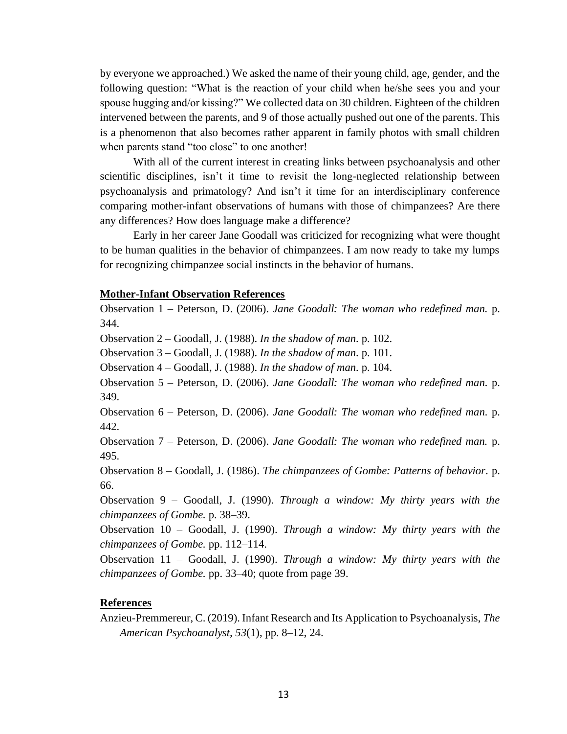by everyone we approached.) We asked the name of their young child, age, gender, and the following question: "What is the reaction of your child when he/she sees you and your spouse hugging and/or kissing?" We collected data on 30 children. Eighteen of the children intervened between the parents, and 9 of those actually pushed out one of the parents. This is a phenomenon that also becomes rather apparent in family photos with small children when parents stand "too close" to one another!

With all of the current interest in creating links between psychoanalysis and other scientific disciplines, isn't it time to revisit the long-neglected relationship between psychoanalysis and primatology? And isn't it time for an interdisciplinary conference comparing mother-infant observations of humans with those of chimpanzees? Are there any differences? How does language make a difference?

Early in her career Jane Goodall was criticized for recognizing what were thought to be human qualities in the behavior of chimpanzees. I am now ready to take my lumps for recognizing chimpanzee social instincts in the behavior of humans.

## Mother-Infant Observation References

Observation 1 – Peterson, D. (2006). *Jane Goodall: The woman who redefined man.* p. 344.

Observation 2 – Goodall, J. (1988). *In the shadow of man.* p. 102.

Observation 3 – Goodall, J. (1988). *In the shadow of man.* p. 101.

Observation 4 – Goodall, J. (1988). *In the shadow of man.* p. 104.

Observation 5 – Peterson, D. (2006). *Jane Goodall: The woman who redefined man.* p. 349.

Observation 6 – Peterson, D. (2006). *Jane Goodall: The woman who redefined man.* p. 442.

Observation 7 – Peterson, D. (2006). *Jane Goodall: The woman who redefined man.* p. 495.

Observation 8 – Goodall, J. (1986). *The chimpanzees of Gombe: Patterns of behavior*. p. 66.

Observation 9 – Goodall, J. (1990). *Through a window: My thirty years with the chimpanzees of Gombe.* p. 38–39.

Observation 10 – Goodall, J. (1990). *Through a window: My thirty years with the chimpanzees of Gombe.* pp. 112–114.

Observation 11 – Goodall, J. (1990). *Through a window: My thirty years with the chimpanzees of Gombe.* pp. 33–40; quote from page 39.

## References

Anzieu-Premmereur, C. (2019). Infant Research and Its Application to Psychoanalysis, *The American Psychoanalyst, 53*(1), pp. 8–12, 24.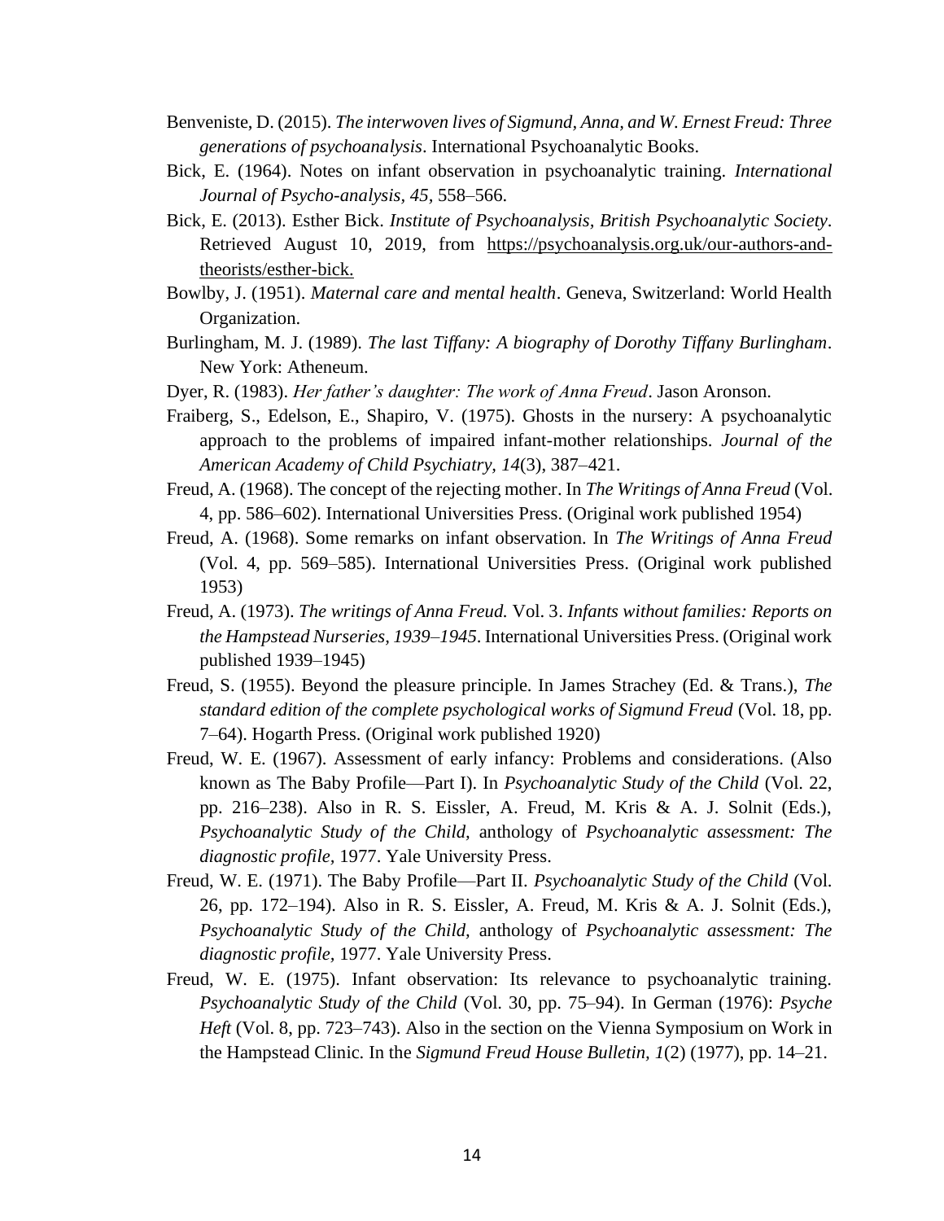Benveniste, D. (2015). *The interwoven lives of Sigmund, Anna, and W. Ernest Freud: Three generations of psychoanalysis*. International Psychoanalytic Books.

Bick, E. (1964). Notes on infant observation in psychoanalytic training. *International Journal of Psycho-analysis, 45*, 558–566.

Bick, E. (2013). Esther Bick. *Institute of Psychoanalysis, British Psychoanalytic Society*. Retrieved August 10, 2019, from https://psychoanalysis.org.uk/our-authors-and-theorists/esther-bick.

Bowlby, J. (1951). *Maternal care and mental health*. Geneva, Switzerland: World Health Organization.

Burlingham, M. J. (1989). *The last Tiffany: A biography of Dorothy Tiffany Burlingham*. New York: Atheneum.

Dyer, R. (1983). *Her father's daughter: The work of Anna Freud*. Jason Aronson.

Fraiberg, S., Edelson, E., Shapiro, V. (1975). Ghosts in the nursery: A psychoanalytic approach to the problems of impaired infant-mother relationships. *Journal of the American Academy of Child Psychiatry, 14*(3), 387–421.

Freud, A. (1968). The concept of the rejecting mother. In *The Writings of Anna Freud* (Vol. 4, pp. 586–602). International Universities Press. (Original work published 1954)

Freud, A. (1968). Some remarks on infant observation. In *The Writings of Anna Freud* (Vol. 4, pp. 569–585). International Universities Press. (Original work published 1953)

Freud, A. (1973). *The writings of Anna Freud.* Vol. 3. *Infants without families: Reports on the Hampstead Nurseries, 1939–1945*. International Universities Press. (Original work published 1939–1945)

Freud, S. (1955). Beyond the pleasure principle. In James Strachey (Ed. & Trans.), *The standard edition of the complete psychological works of Sigmund Freud* (Vol. 18, pp. 7–64). Hogarth Press. (Original work published 1920)

Freud, W. E. (1967). Assessment of early infancy: Problems and considerations. (Also known as The Baby Profile—Part I). In *Psychoanalytic Study of the Child* (Vol. 22, pp. 216–238). Also in R. S. Eissler, A. Freud, M. Kris & A. J. Solnit (Eds.), *Psychoanalytic Study of the Child,* anthology of *Psychoanalytic assessment: The diagnostic profile,* 1977. Yale University Press.

Freud, W. E. (1971). The Baby Profile—Part II. *Psychoanalytic Study of the Child* (Vol. 26, pp. 172–194). Also in R. S. Eissler, A. Freud, M. Kris & A. J. Solnit (Eds.), *Psychoanalytic Study of the Child,* anthology of *Psychoanalytic assessment: The diagnostic profile,* 1977. Yale University Press.

Freud, W. E. (1975). Infant observation: Its relevance to psychoanalytic training. *Psychoanalytic Study of the Child* (Vol. 30, pp. 75–94). In German (1976): *Psyche Heft* (Vol. 8, pp. 723–743). Also in the section on the Vienna Symposium on Work in the Hampstead Clinic. In the *Sigmund Freud House Bulletin, 1*(2) (1977), pp. 14–21.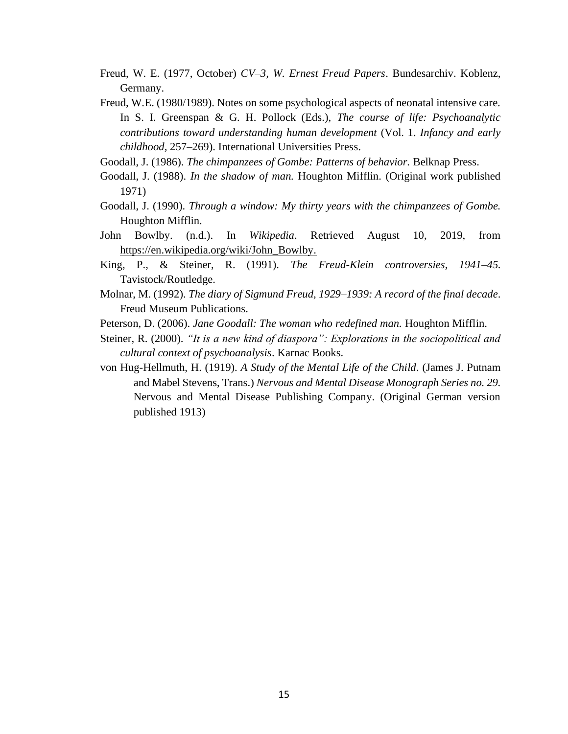Freud, W. E. (1977, October) *CV–3, W. Ernest Freud Papers*. Bundesarchiv. Koblenz, Germany.

Freud, W.E. (1980/1989). Notes on some psychological aspects of neonatal intensive care. In S. I. Greenspan & G. H. Pollock (Eds.), *The course of life: Psychoanalytic contributions toward understanding human development* (Vol. 1. *Infancy and early childhood*, 257–269). International Universities Press.

Goodall, J. (1986). *The chimpanzees of Gombe: Patterns of behavior.* Belknap Press.

Goodall, J. (1988). *In the shadow of man.* Houghton Mifflin. (Original work published 1971)

Goodall, J. (1990). *Through a window: My thirty years with the chimpanzees of Gombe.* Houghton Mifflin.

John Bowlby. (n.d.). In *Wikipedia*. Retrieved August 10, 2019, from https://en.wikipedia.org/wiki/John_Bowlby.

King, P., & Steiner, R. (1991). *The Freud-Klein controversies, 1941–45.* Tavistock/Routledge.

Molnar, M. (1992). *The diary of Sigmund Freud, 1929–1939: A record of the final decade*. Freud Museum Publications.

Peterson, D. (2006). *Jane Goodall: The woman who redefined man.* Houghton Mifflin.

Steiner, R. (2000). *"It is a new kind of diaspora": Explorations in the sociopolitical and cultural context of psychoanalysis*. Karnac Books.

von Hug-Hellmuth, H. (1919). *A Study of the Mental Life of the Child*. (James J. Putnam and Mabel Stevens, Trans.) *Nervous and Mental Disease Monograph Series no. 29.* Nervous and Mental Disease Publishing Company. (Original German version published 1913)